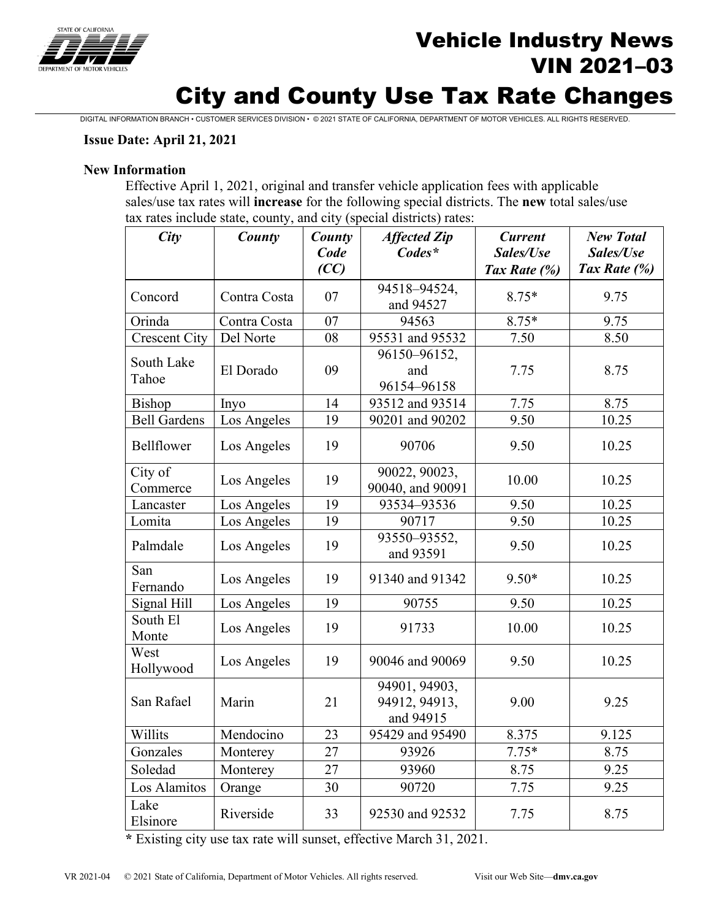# Vehicle Industry News
## VIN 2021–03
# City and County Use Tax Rate Changes

DIGITAL INFORMATION BRANCH • CUSTOMER SERVICES DIVISION • © 2021 STATE OF CALIFORNIA, DEPARTMENT OF MOTOR VEHICLES. ALL RIGHTS RESERVED.

**Issue Date: April 21, 2021**

**New Information**

Effective April 1, 2021, original and transfer vehicle application fees with applicable sales/use tax rates will **increase** for the following special districts. The **new** total sales/use tax rates include state, county, and city (special districts) rates:

| *City* | *County* | *County Code (CC)* | *Affected Zip Codes** | *Current Sales/Use Tax Rate (%)* | *New Total Sales/Use Tax Rate (%)* |
|---|---|---|---|---|---|
| Concord | Contra Costa | 07 | 94518–94524, and 94527 | 8.75* | 9.75 |
| Orinda | Contra Costa | 07 | 94563 | 8.75* | 9.75 |
| Crescent City | Del Norte | 08 | 95531 and 95532 | 7.50 | 8.50 |
| South Lake Tahoe | El Dorado | 09 | 96150–96152, and 96154–96158 | 7.75 | 8.75 |
| Bishop | Inyo | 14 | 93512 and 93514 | 7.75 | 8.75 |
| Bell Gardens | Los Angeles | 19 | 90201 and 90202 | 9.50 | 10.25 |
| Bellflower | Los Angeles | 19 | 90706 | 9.50 | 10.25 |
| City of Commerce | Los Angeles | 19 | 90022, 90023, 90040, and 90091 | 10.00 | 10.25 |
| Lancaster | Los Angeles | 19 | 93534–93536 | 9.50 | 10.25 |
| Lomita | Los Angeles | 19 | 90717 | 9.50 | 10.25 |
| Palmdale | Los Angeles | 19 | 93550–93552, and 93591 | 9.50 | 10.25 |
| San Fernando | Los Angeles | 19 | 91340 and 91342 | 9.50* | 10.25 |
| Signal Hill | Los Angeles | 19 | 90755 | 9.50 | 10.25 |
| South El Monte | Los Angeles | 19 | 91733 | 10.00 | 10.25 |
| West Hollywood | Los Angeles | 19 | 90046 and 90069 | 9.50 | 10.25 |
| San Rafael | Marin | 21 | 94901, 94903, 94912, 94913, and 94915 | 9.00 | 9.25 |
| Willits | Mendocino | 23 | 95429 and 95490 | 8.375 | 9.125 |
| Gonzales | Monterey | 27 | 93926 | 7.75* | 8.75 |
| Soledad | Monterey | 27 | 93960 | 8.75 | 9.25 |
| Los Alamitos | Orange | 30 | 90720 | 7.75 | 9.25 |
| Lake Elsinore | Riverside | 33 | 92530 and 92532 | 7.75 | 8.75 |

**\*** Existing city use tax rate will sunset, effective March 31, 2021.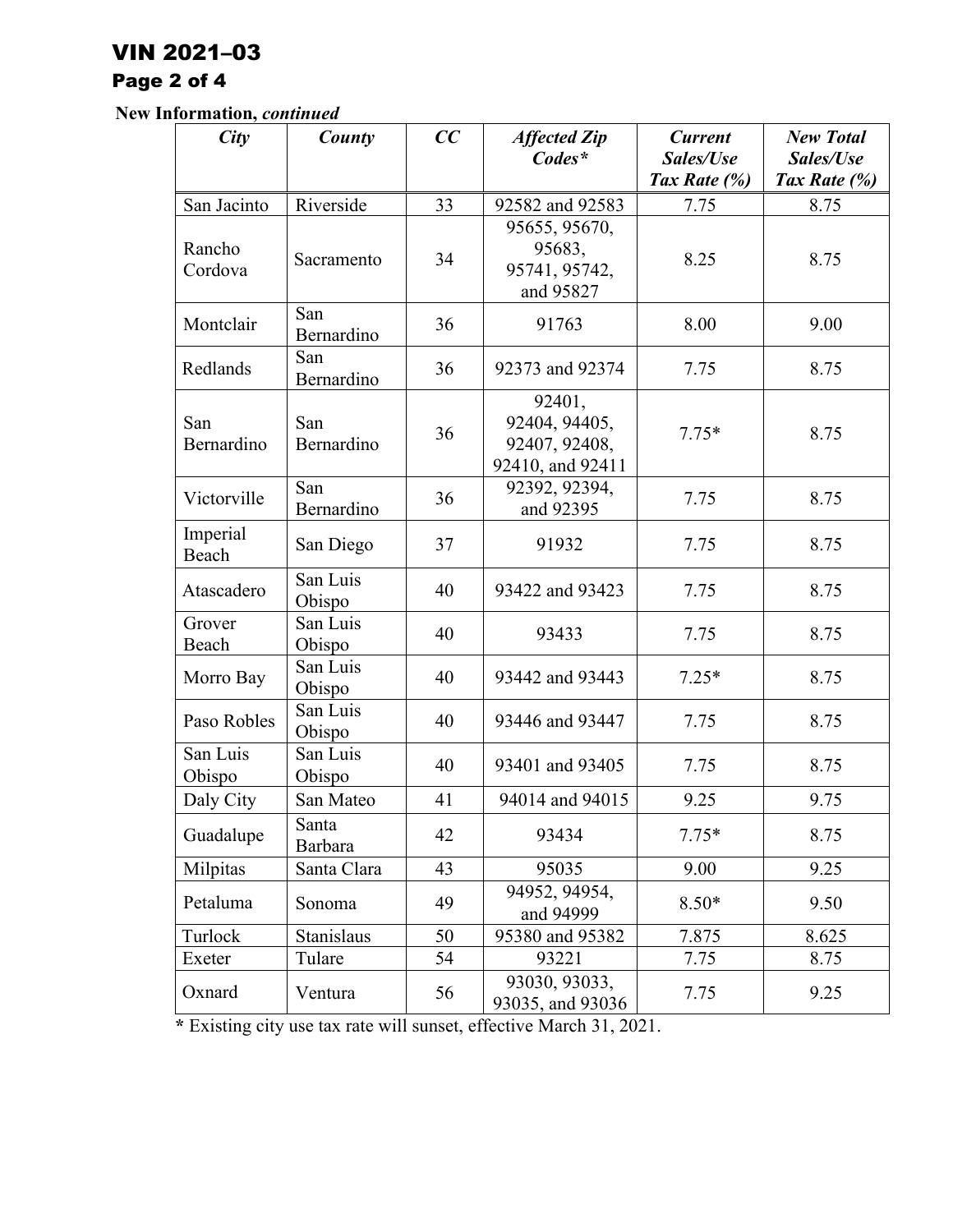**New Information,** ***continued***

| *City* | *County* | *CC* | *Affected Zip Codes** | *Current Sales/Use Tax Rate (%)* | *New Total Sales/Use Tax Rate (%)* |
|---|---|---|---|---|---|
| San Jacinto | Riverside | 33 | 92582 and 92583 | 7.75 | 8.75 |
| Rancho Cordova | Sacramento | 34 | 95655, 95670, 95683, 95741, 95742, and 95827 | 8.25 | 8.75 |
| Montclair | San Bernardino | 36 | 91763 | 8.00 | 9.00 |
| Redlands | San Bernardino | 36 | 92373 and 92374 | 7.75 | 8.75 |
| San Bernardino | San Bernardino | 36 | 92401, 92404, 94405, 92407, 92408, 92410, and 92411 | 7.75* | 8.75 |
| Victorville | San Bernardino | 36 | 92392, 92394, and 92395 | 7.75 | 8.75 |
| Imperial Beach | San Diego | 37 | 91932 | 7.75 | 8.75 |
| Atascadero | San Luis Obispo | 40 | 93422 and 93423 | 7.75 | 8.75 |
| Grover Beach | San Luis Obispo | 40 | 93433 | 7.75 | 8.75 |
| Morro Bay | San Luis Obispo | 40 | 93442 and 93443 | 7.25* | 8.75 |
| Paso Robles | San Luis Obispo | 40 | 93446 and 93447 | 7.75 | 8.75 |
| San Luis Obispo | San Luis Obispo | 40 | 93401 and 93405 | 7.75 | 8.75 |
| Daly City | San Mateo | 41 | 94014 and 94015 | 9.25 | 9.75 |
| Guadalupe | Santa Barbara | 42 | 93434 | 7.75* | 8.75 |
| Milpitas | Santa Clara | 43 | 95035 | 9.00 | 9.25 |
| Petaluma | Sonoma | 49 | 94952, 94954, and 94999 | 8.50* | 9.50 |
| Turlock | Stanislaus | 50 | 95380 and 95382 | 7.875 | 8.625 |
| Exeter | Tulare | 54 | 93221 | 7.75 | 8.75 |
| Oxnard | Ventura | 56 | 93030, 93033, 93035, and 93036 | 7.75 | 9.25 |

**\*** Existing city use tax rate will sunset, effective March 31, 2021.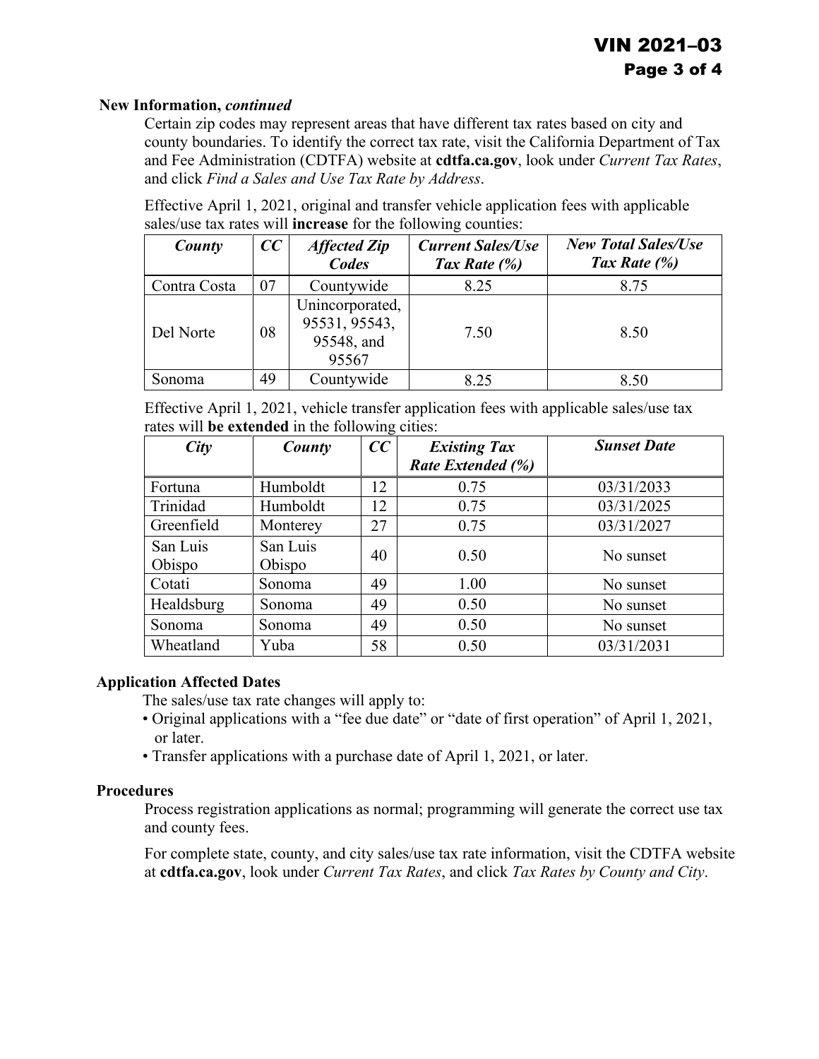**New Information, *continued***

Certain zip codes may represent areas that have different tax rates based on city and county boundaries. To identify the correct tax rate, visit the California Department of Tax and Fee Administration (CDTFA) website at **cdtfa.ca.gov**, look under *Current Tax Rates*, and click *Find a Sales and Use Tax Rate by Address*.

Effective April 1, 2021, original and transfer vehicle application fees with applicable sales/use tax rates will **increase** for the following counties:

| *County* | *CC* | *Affected Zip Codes* | *Current Sales/Use Tax Rate (%)* | *New Total Sales/Use Tax Rate (%)* |
|---|---|---|---|---|
| Contra Costa | 07 | Countywide | 8.25 | 8.75 |
| Del Norte | 08 | Unincorporated, 95531, 95543, 95548, and 95567 | 7.50 | 8.50 |
| Sonoma | 49 | Countywide | 8.25 | 8.50 |

Effective April 1, 2021, vehicle transfer application fees with applicable sales/use tax rates will **be extended** in the following cities:

| *City* | *County* | *CC* | *Existing Tax Rate Extended (%)* | *Sunset Date* |
|---|---|---|---|---|
| Fortuna | Humboldt | 12 | 0.75 | 03/31/2033 |
| Trinidad | Humboldt | 12 | 0.75 | 03/31/2025 |
| Greenfield | Monterey | 27 | 0.75 | 03/31/2027 |
| San Luis Obispo | San Luis Obispo | 40 | 0.50 | No sunset |
| Cotati | Sonoma | 49 | 1.00 | No sunset |
| Healdsburg | Sonoma | 49 | 0.50 | No sunset |
| Sonoma | Sonoma | 49 | 0.50 | No sunset |
| Wheatland | Yuba | 58 | 0.50 | 03/31/2031 |

**Application Affected Dates**

The sales/use tax rate changes will apply to:

- Original applications with a "fee due date" or "date of first operation" of April 1, 2021, or later.
- Transfer applications with a purchase date of April 1, 2021, or later.

**Procedures**

Process registration applications as normal; programming will generate the correct use tax and county fees.

For complete state, county, and city sales/use tax rate information, visit the CDTFA website at **cdtfa.ca.gov**, look under *Current Tax Rates*, and click *Tax Rates by County and City*.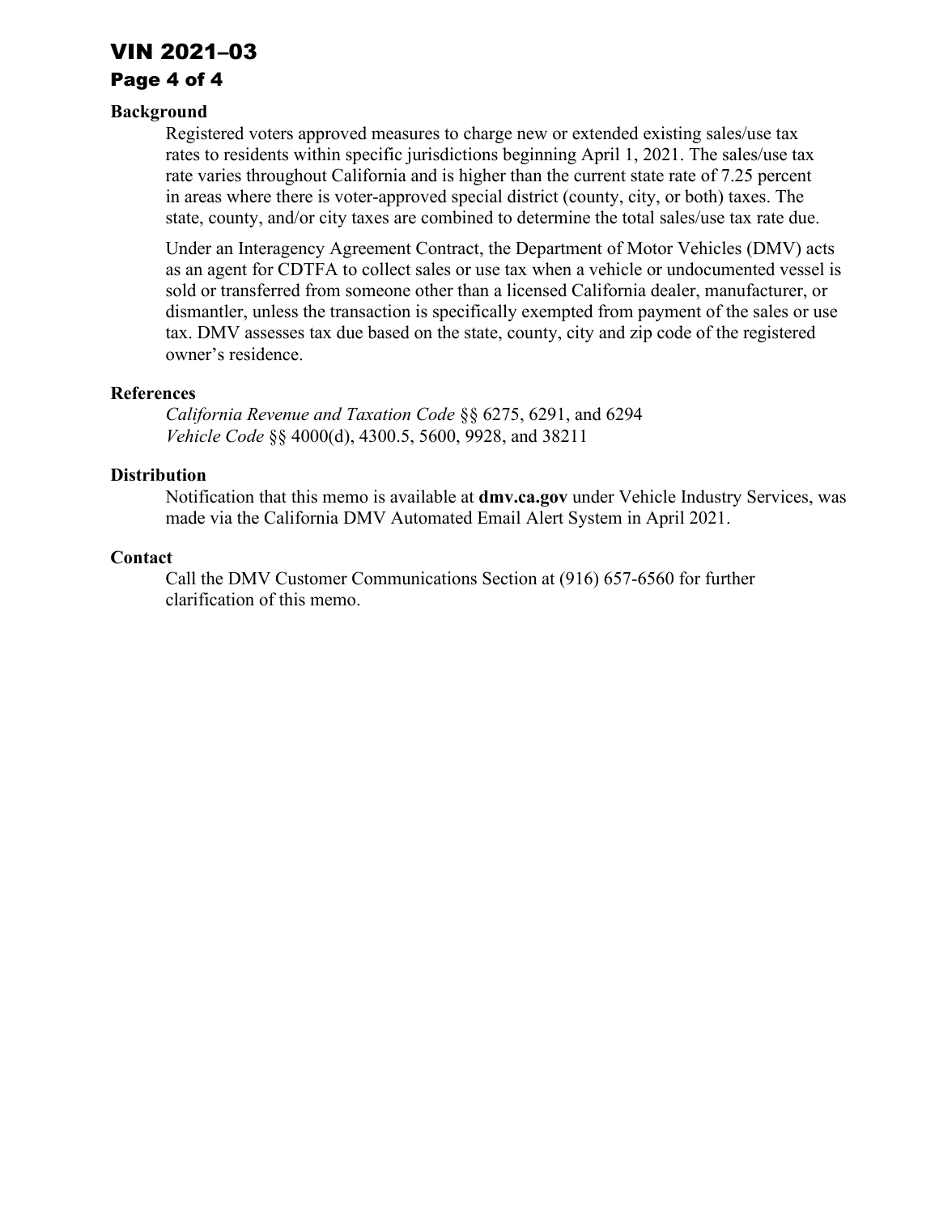## Background

Registered voters approved measures to charge new or extended existing sales/use tax rates to residents within specific jurisdictions beginning April 1, 2021. The sales/use tax rate varies throughout California and is higher than the current state rate of 7.25 percent in areas where there is voter-approved special district (county, city, or both) taxes. The state, county, and/or city taxes are combined to determine the total sales/use tax rate due.

Under an Interagency Agreement Contract, the Department of Motor Vehicles (DMV) acts as an agent for CDTFA to collect sales or use tax when a vehicle or undocumented vessel is sold or transferred from someone other than a licensed California dealer, manufacturer, or dismantler, unless the transaction is specifically exempted from payment of the sales or use tax. DMV assesses tax due based on the state, county, city and zip code of the registered owner's residence.

## References

*California Revenue and Taxation Code* §§ 6275, 6291, and 6294
*Vehicle Code* §§ 4000(d), 4300.5, 5600, 9928, and 38211

## Distribution

Notification that this memo is available at **dmv.ca.gov** under Vehicle Industry Services, was made via the California DMV Automated Email Alert System in April 2021.

## Contact

Call the DMV Customer Communications Section at (916) 657-6560 for further clarification of this memo.